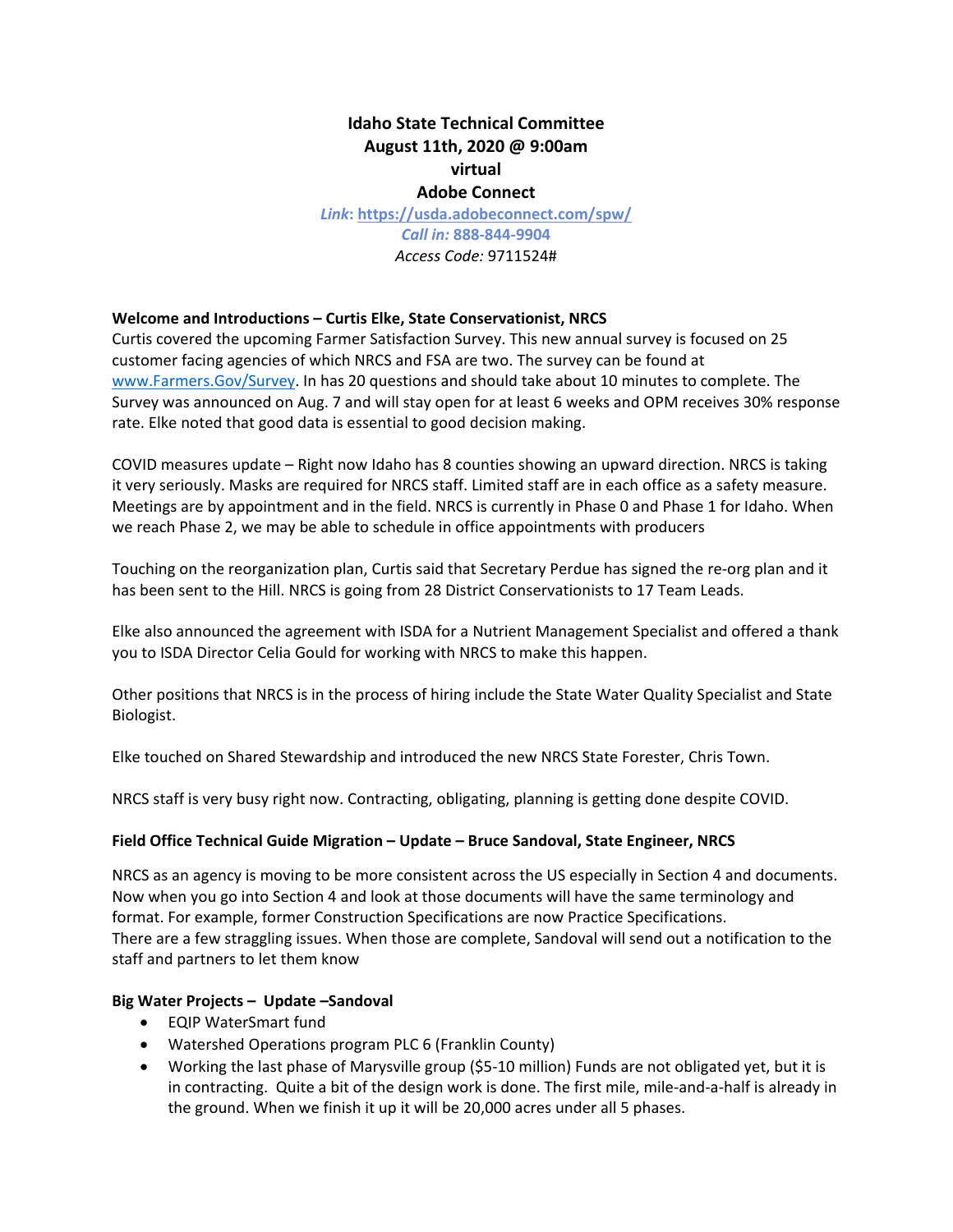# Idaho State Technical Committee
## August 11th, 2020 @ 9:00am
## virtual
## Adobe Connect

***Link*: https://usda.adobeconnect.com/spw/**
***Call in:* 888-844-9904**
*Access Code:* 9711524#

**Welcome and Introductions – Curtis Elke, State Conservationist, NRCS**

Curtis covered the upcoming Farmer Satisfaction Survey. This new annual survey is focused on 25 customer facing agencies of which NRCS and FSA are two. The survey can be found at www.Farmers.Gov/Survey. In has 20 questions and should take about 10 minutes to complete. The Survey was announced on Aug. 7 and will stay open for at least 6 weeks and OPM receives 30% response rate. Elke noted that good data is essential to good decision making.

COVID measures update – Right now Idaho has 8 counties showing an upward direction. NRCS is taking it very seriously. Masks are required for NRCS staff. Limited staff are in each office as a safety measure. Meetings are by appointment and in the field. NRCS is currently in Phase 0 and Phase 1 for Idaho. When we reach Phase 2, we may be able to schedule in office appointments with producers

Touching on the reorganization plan, Curtis said that Secretary Perdue has signed the re-org plan and it has been sent to the Hill. NRCS is going from 28 District Conservationists to 17 Team Leads.

Elke also announced the agreement with ISDA for a Nutrient Management Specialist and offered a thank you to ISDA Director Celia Gould for working with NRCS to make this happen.

Other positions that NRCS is in the process of hiring include the State Water Quality Specialist and State Biologist.

Elke touched on Shared Stewardship and introduced the new NRCS State Forester, Chris Town.

NRCS staff is very busy right now. Contracting, obligating, planning is getting done despite COVID.

**Field Office Technical Guide Migration – Update – Bruce Sandoval, State Engineer, NRCS**

NRCS as an agency is moving to be more consistent across the US especially in Section 4 and documents. Now when you go into Section 4 and look at those documents will have the same terminology and format. For example, former Construction Specifications are now Practice Specifications.
There are a few straggling issues. When those are complete, Sandoval will send out a notification to the staff and partners to let them know

**Big Water Projects – Update –Sandoval**

- EQIP WaterSmart fund
- Watershed Operations program PLC 6 (Franklin County)
- Working the last phase of Marysville group ($5-10 million) Funds are not obligated yet, but it is in contracting. Quite a bit of the design work is done. The first mile, mile-and-a-half is already in the ground. When we finish it up it will be 20,000 acres under all 5 phases.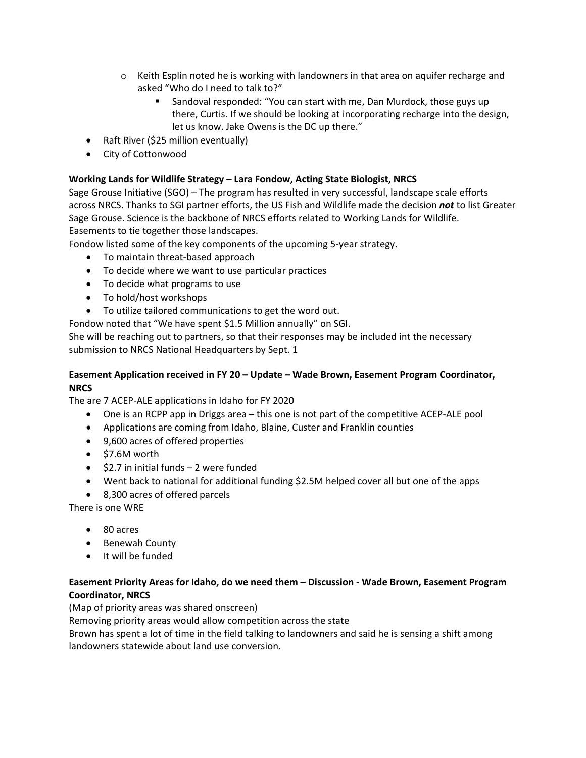- Keith Esplin noted he is working with landowners in that area on aquifer recharge and asked "Who do I need to talk to?"
        - Sandoval responded: "You can start with me, Dan Murdock, those guys up there, Curtis. If we should be looking at incorporating recharge into the design, let us know. Jake Owens is the DC up there."
- Raft River ($25 million eventually)
- City of Cottonwood

**Working Lands for Wildlife Strategy – Lara Fondow, Acting State Biologist, NRCS**

Sage Grouse Initiative (SGO) – The program has resulted in very successful, landscape scale efforts across NRCS. Thanks to SGI partner efforts, the US Fish and Wildlife made the decision ***not*** to list Greater Sage Grouse. Science is the backbone of NRCS efforts related to Working Lands for Wildlife. Easements to tie together those landscapes.

Fondow listed some of the key components of the upcoming 5-year strategy.

- To maintain threat-based approach
- To decide where we want to use particular practices
- To decide what programs to use
- To hold/host workshops
- To utilize tailored communications to get the word out.

Fondow noted that "We have spent $1.5 Million annually" on SGI.

She will be reaching out to partners, so that their responses may be included int the necessary submission to NRCS National Headquarters by Sept. 1

**Easement Application received in FY 20 – Update – Wade Brown, Easement Program Coordinator, NRCS**

The are 7 ACEP-ALE applications in Idaho for FY 2020

- One is an RCPP app in Driggs area – this one is not part of the competitive ACEP-ALE pool
- Applications are coming from Idaho, Blaine, Custer and Franklin counties
- 9,600 acres of offered properties
- $7.6M worth
- $2.7 in initial funds – 2 were funded
- Went back to national for additional funding $2.5M helped cover all but one of the apps
- 8,300 acres of offered parcels

There is one WRE

- 80 acres
- Benewah County
- It will be funded

**Easement Priority Areas for Idaho, do we need them – Discussion - Wade Brown, Easement Program Coordinator, NRCS**

(Map of priority areas was shared onscreen)

Removing priority areas would allow competition across the state

Brown has spent a lot of time in the field talking to landowners and said he is sensing a shift among landowners statewide about land use conversion.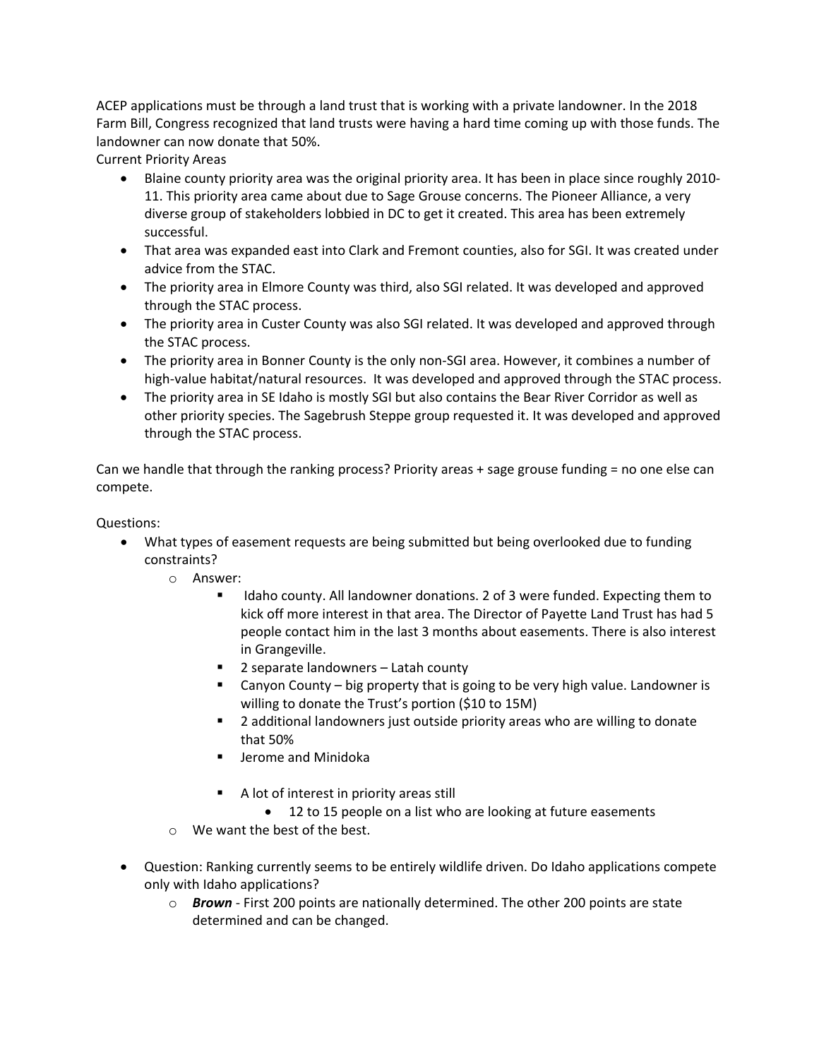ACEP applications must be through a land trust that is working with a private landowner. In the 2018 Farm Bill, Congress recognized that land trusts were having a hard time coming up with those funds. The landowner can now donate that 50%.

Current Priority Areas

- Blaine county priority area was the original priority area. It has been in place since roughly 2010-11. This priority area came about due to Sage Grouse concerns. The Pioneer Alliance, a very diverse group of stakeholders lobbied in DC to get it created. This area has been extremely successful.
- That area was expanded east into Clark and Fremont counties, also for SGI. It was created under advice from the STAC.
- The priority area in Elmore County was third, also SGI related. It was developed and approved through the STAC process.
- The priority area in Custer County was also SGI related. It was developed and approved through the STAC process.
- The priority area in Bonner County is the only non-SGI area. However, it combines a number of high-value habitat/natural resources. It was developed and approved through the STAC process.
- The priority area in SE Idaho is mostly SGI but also contains the Bear River Corridor as well as other priority species. The Sagebrush Steppe group requested it. It was developed and approved through the STAC process.

Can we handle that through the ranking process? Priority areas + sage grouse funding = no one else can compete.

Questions:

- What types of easement requests are being submitted but being overlooked due to funding constraints?
  - Answer:
    - Idaho county. All landowner donations. 2 of 3 were funded. Expecting them to kick off more interest in that area. The Director of Payette Land Trust has had 5 people contact him in the last 3 months about easements. There is also interest in Grangeville.
    - 2 separate landowners – Latah county
    - Canyon County – big property that is going to be very high value. Landowner is willing to donate the Trust's portion ($10 to 15M)
    - 2 additional landowners just outside priority areas who are willing to donate that 50%
    - Jerome and Minidoka
    - A lot of interest in priority areas still
      - 12 to 15 people on a list who are looking at future easements
  - We want the best of the best.
- Question: Ranking currently seems to be entirely wildlife driven. Do Idaho applications compete only with Idaho applications?
  - ***Brown*** - First 200 points are nationally determined. The other 200 points are state determined and can be changed.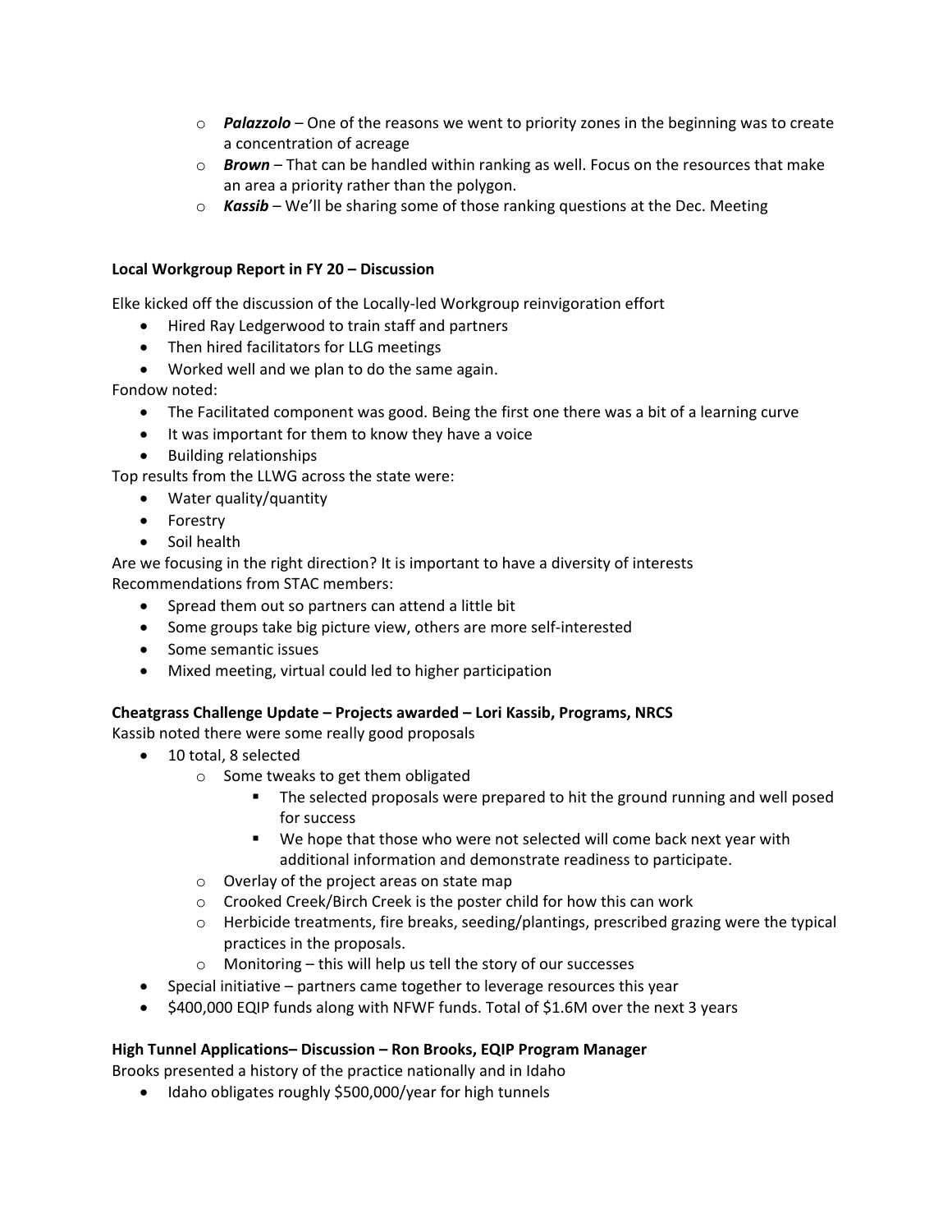- ***Palazzolo*** – One of the reasons we went to priority zones in the beginning was to create a concentration of acreage
  - ***Brown*** – That can be handled within ranking as well. Focus on the resources that make an area a priority rather than the polygon.
  - ***Kassib*** – We'll be sharing some of those ranking questions at the Dec. Meeting

**Local Workgroup Report in FY 20 – Discussion**

Elke kicked off the discussion of the Locally-led Workgroup reinvigoration effort

- Hired Ray Ledgerwood to train staff and partners
- Then hired facilitators for LLG meetings
- Worked well and we plan to do the same again.

Fondow noted:

- The Facilitated component was good. Being the first one there was a bit of a learning curve
- It was important for them to know they have a voice
- Building relationships

Top results from the LLWG across the state were:

- Water quality/quantity
- Forestry
- Soil health

Are we focusing in the right direction? It is important to have a diversity of interests

Recommendations from STAC members:

- Spread them out so partners can attend a little bit
- Some groups take big picture view, others are more self-interested
- Some semantic issues
- Mixed meeting, virtual could led to higher participation

**Cheatgrass Challenge Update – Projects awarded – Lori Kassib, Programs, NRCS**

Kassib noted there were some really good proposals

- 10 total, 8 selected
  - Some tweaks to get them obligated
    - The selected proposals were prepared to hit the ground running and well posed for success
    - We hope that those who were not selected will come back next year with additional information and demonstrate readiness to participate.
  - Overlay of the project areas on state map
  - Crooked Creek/Birch Creek is the poster child for how this can work
  - Herbicide treatments, fire breaks, seeding/plantings, prescribed grazing were the typical practices in the proposals.
  - Monitoring – this will help us tell the story of our successes
- Special initiative – partners came together to leverage resources this year
- $400,000 EQIP funds along with NFWF funds. Total of $1.6M over the next 3 years

**High Tunnel Applications– Discussion – Ron Brooks, EQIP Program Manager**

Brooks presented a history of the practice nationally and in Idaho

- Idaho obligates roughly $500,000/year for high tunnels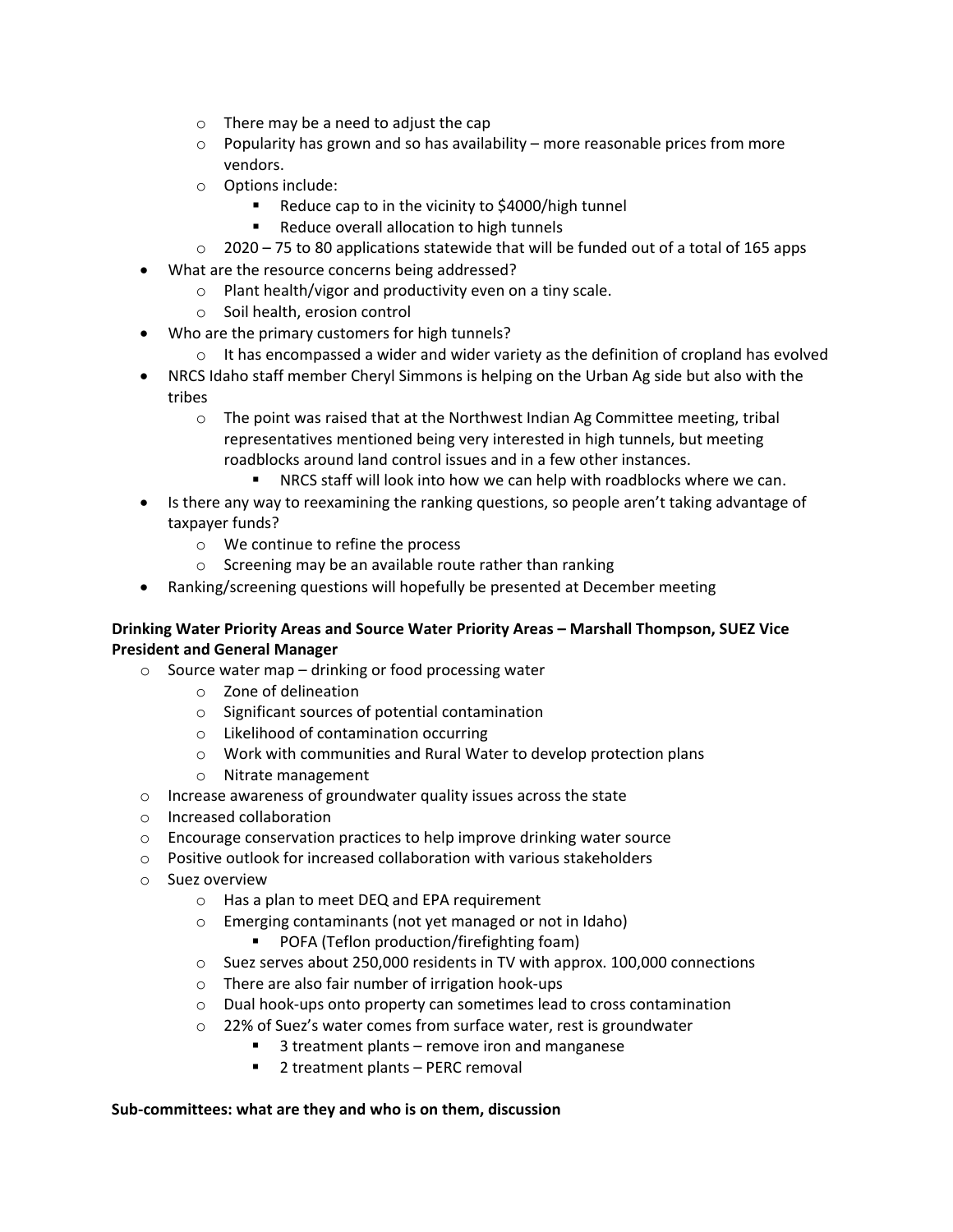- There may be a need to adjust the cap
  - Popularity has grown and so has availability – more reasonable prices from more vendors.
  - Options include:
    - Reduce cap to in the vicinity to $4000/high tunnel
    - Reduce overall allocation to high tunnels
  - 2020 – 75 to 80 applications statewide that will be funded out of a total of 165 apps
- What are the resource concerns being addressed?
  - Plant health/vigor and productivity even on a tiny scale.
  - Soil health, erosion control
- Who are the primary customers for high tunnels?
  - It has encompassed a wider and wider variety as the definition of cropland has evolved
- NRCS Idaho staff member Cheryl Simmons is helping on the Urban Ag side but also with the tribes
  - The point was raised that at the Northwest Indian Ag Committee meeting, tribal representatives mentioned being very interested in high tunnels, but meeting roadblocks around land control issues and in a few other instances.
    - NRCS staff will look into how we can help with roadblocks where we can.
- Is there any way to reexamining the ranking questions, so people aren't taking advantage of taxpayer funds?
  - We continue to refine the process
  - Screening may be an available route rather than ranking
- Ranking/screening questions will hopefully be presented at December meeting

**Drinking Water Priority Areas and Source Water Priority Areas – Marshall Thompson, SUEZ Vice President and General Manager**

- Source water map – drinking or food processing water
  - Zone of delineation
  - Significant sources of potential contamination
  - Likelihood of contamination occurring
  - Work with communities and Rural Water to develop protection plans
  - Nitrate management
- Increase awareness of groundwater quality issues across the state
- Increased collaboration
- Encourage conservation practices to help improve drinking water source
- Positive outlook for increased collaboration with various stakeholders
- Suez overview
  - Has a plan to meet DEQ and EPA requirement
  - Emerging contaminants (not yet managed or not in Idaho)
    - POFA (Teflon production/firefighting foam)
  - Suez serves about 250,000 residents in TV with approx. 100,000 connections
  - There are also fair number of irrigation hook-ups
  - Dual hook-ups onto property can sometimes lead to cross contamination
  - 22% of Suez's water comes from surface water, rest is groundwater
    - 3 treatment plants – remove iron and manganese
    - 2 treatment plants – PERC removal

**Sub-committees: what are they and who is on them, discussion**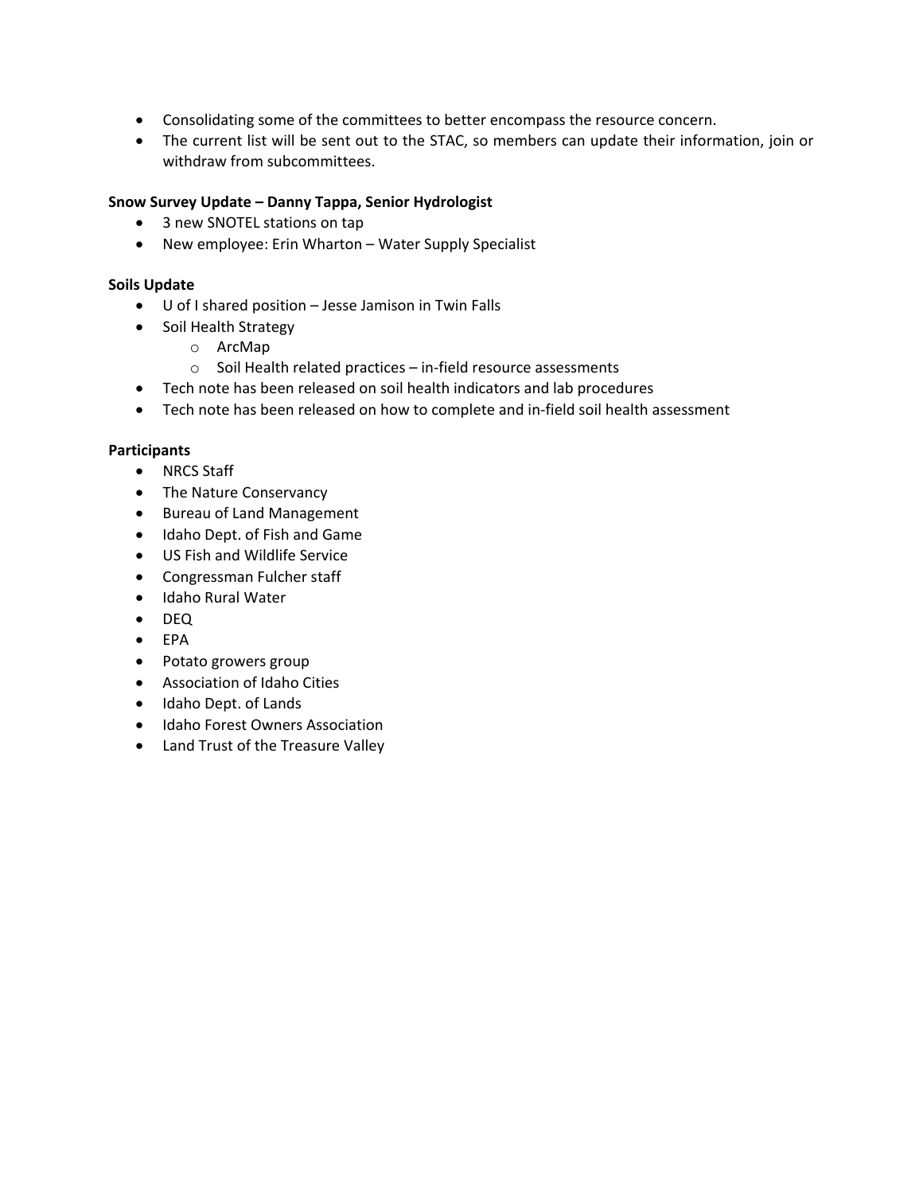- Consolidating some of the committees to better encompass the resource concern.
- The current list will be sent out to the STAC, so members can update their information, join or withdraw from subcommittees.

**Snow Survey Update – Danny Tappa, Senior Hydrologist**

- 3 new SNOTEL stations on tap
- New employee: Erin Wharton – Water Supply Specialist

**Soils Update**

- U of I shared position – Jesse Jamison in Twin Falls
- Soil Health Strategy
    - ArcMap
    - Soil Health related practices – in-field resource assessments
- Tech note has been released on soil health indicators and lab procedures
- Tech note has been released on how to complete and in-field soil health assessment

**Participants**

- NRCS Staff
- The Nature Conservancy
- Bureau of Land Management
- Idaho Dept. of Fish and Game
- US Fish and Wildlife Service
- Congressman Fulcher staff
- Idaho Rural Water
- DEQ
- EPA
- Potato growers group
- Association of Idaho Cities
- Idaho Dept. of Lands
- Idaho Forest Owners Association
- Land Trust of the Treasure Valley